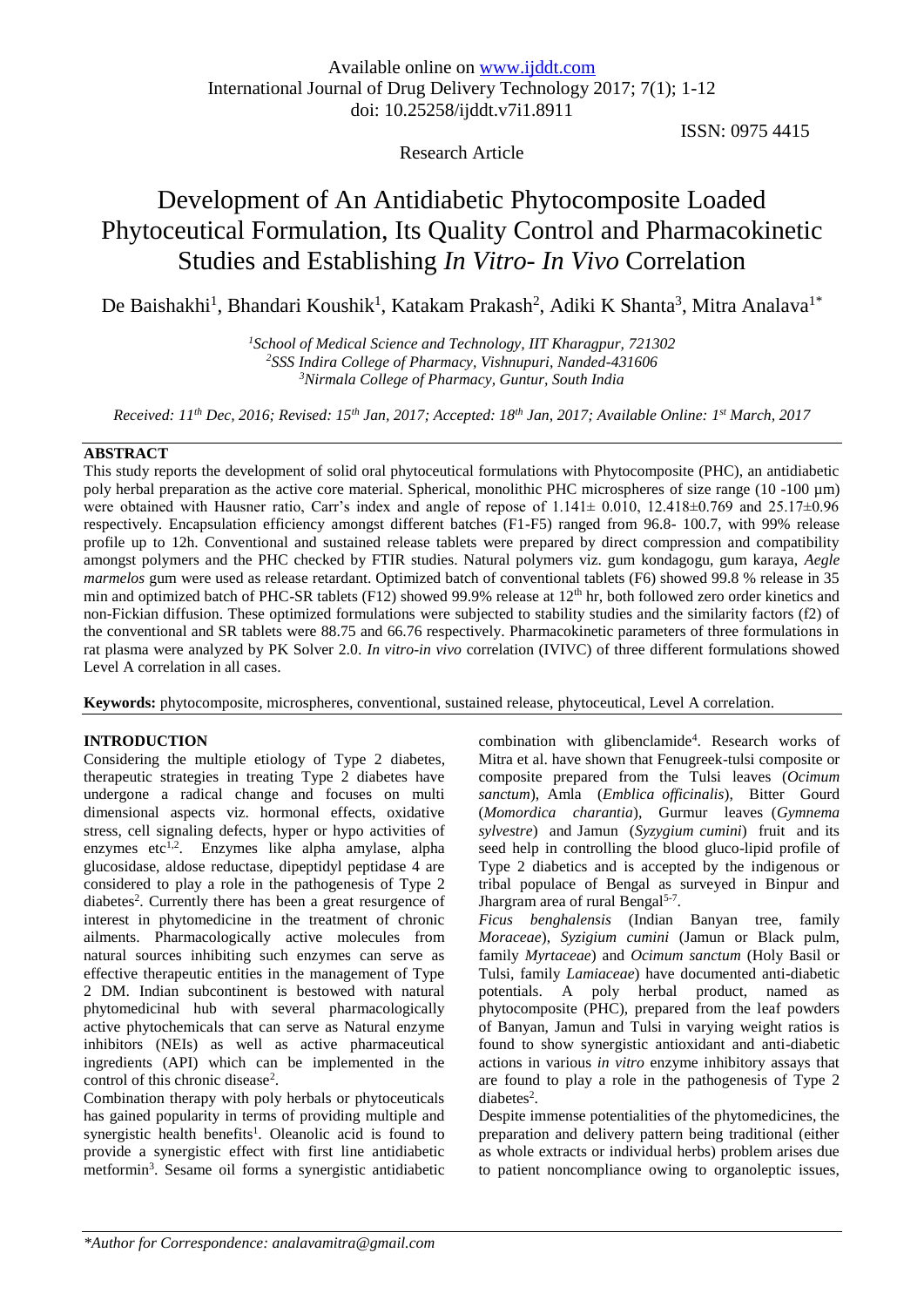Available online on www.ijddt.com
International Journal of Drug Delivery Technology 2017; 7(1); 1-12
doi: 10.25258/ijddt.v7i1.8911

ISSN: 0975 4415

Research Article

# Development of An Antidiabetic Phytocomposite Loaded Phytoceutical Formulation, Its Quality Control and Pharmacokinetic Studies and Establishing *In Vitro- In Vivo* Correlation

De Baishakhi[1], Bhandari Koushik[1], Katakam Prakash[2], Adiki K Shanta[3], Mitra Analava[1*]

[1]School of Medical Science and Technology, IIT Kharagpur, 721302
[2]SSS Indira College of Pharmacy, Vishnupuri, Nanded-431606
[3]Nirmala College of Pharmacy, Guntur, South India

*Received: 11th Dec, 2016; Revised: 15th Jan, 2017; Accepted: 18th Jan, 2017; Available Online: 1st March, 2017*

## ABSTRACT

This study reports the development of solid oral phytoceutical formulations with Phytocomposite (PHC), an antidiabetic poly herbal preparation as the active core material. Spherical, monolithic PHC microspheres of size range (10 -100 µm) were obtained with Hausner ratio, Carr's index and angle of repose of 1.141± 0.010, 12.418±0.769 and 25.17±0.96 respectively. Encapsulation efficiency amongst different batches (F1-F5) ranged from 96.8- 100.7, with 99% release profile up to 12h. Conventional and sustained release tablets were prepared by direct compression and compatibility amongst polymers and the PHC checked by FTIR studies. Natural polymers viz. gum kondagogu, gum karaya, *Aegle marmelos* gum were used as release retardant. Optimized batch of conventional tablets (F6) showed 99.8 % release in 35 min and optimized batch of PHC-SR tablets (F12) showed 99.9% release at 12th hr, both followed zero order kinetics and non-Fickian diffusion. These optimized formulations were subjected to stability studies and the similarity factors (f2) of the conventional and SR tablets were 88.75 and 66.76 respectively. Pharmacokinetic parameters of three formulations in rat plasma were analyzed by PK Solver 2.0. *In vitro-in vivo* correlation (IVIVC) of three different formulations showed Level A correlation in all cases.

**Keywords:** phytocomposite, microspheres, conventional, sustained release, phytoceutical, Level A correlation.

## INTRODUCTION

Considering the multiple etiology of Type 2 diabetes, therapeutic strategies in treating Type 2 diabetes have undergone a radical change and focuses on multi dimensional aspects viz. hormonal effects, oxidative stress, cell signaling defects, hyper or hypo activities of enzymes etc[1,2]. Enzymes like alpha amylase, alpha glucosidase, aldose reductase, dipeptidyl peptidase 4 are considered to play a role in the pathogenesis of Type 2 diabetes[2]. Currently there has been a great resurgence of interest in phytomedicine in the treatment of chronic ailments. Pharmacologically active molecules from natural sources inhibiting such enzymes can serve as effective therapeutic entities in the management of Type 2 DM. Indian subcontinent is bestowed with natural phytomedicinal hub with several pharmacologically active phytochemicals that can serve as Natural enzyme inhibitors (NEIs) as well as active pharmaceutical ingredients (API) which can be implemented in the control of this chronic disease[2].

Combination therapy with poly herbals or phytoceuticals has gained popularity in terms of providing multiple and synergistic health benefits[1]. Oleanolic acid is found to provide a synergistic effect with first line antidiabetic metformin[3]. Sesame oil forms a synergistic antidiabetic combination with glibenclamide[4]. Research works of Mitra et al. have shown that Fenugreek-tulsi composite or composite prepared from the Tulsi leaves (*Ocimum sanctum*), Amla (*Emblica officinalis*), Bitter Gourd (*Momordica charantia*), Gurmur leaves (*Gymnema sylvestre*) and Jamun (*Syzygium cumini*) fruit and its seed help in controlling the blood gluco-lipid profile of Type 2 diabetics and is accepted by the indigenous or tribal populace of Bengal as surveyed in Binpur and Jhargram area of rural Bengal[5-7].

*Ficus benghalensis* (Indian Banyan tree, family *Moraceae*), *Syzigium cumini* (Jamun or Black pulm, family *Myrtaceae*) and *Ocimum sanctum* (Holy Basil or Tulsi, family *Lamiaceae*) have documented anti-diabetic potentials. A poly herbal product, named as phytocomposite (PHC), prepared from the leaf powders of Banyan, Jamun and Tulsi in varying weight ratios is found to show synergistic antioxidant and anti-diabetic actions in various *in vitro* enzyme inhibitory assays that are found to play a role in the pathogenesis of Type 2 diabetes[2].

Despite immense potentialities of the phytomedicines, the preparation and delivery pattern being traditional (either as whole extracts or individual herbs) problem arises due to patient noncompliance owing to organoleptic issues,

*Author for Correspondence: analavamitra@gmail.com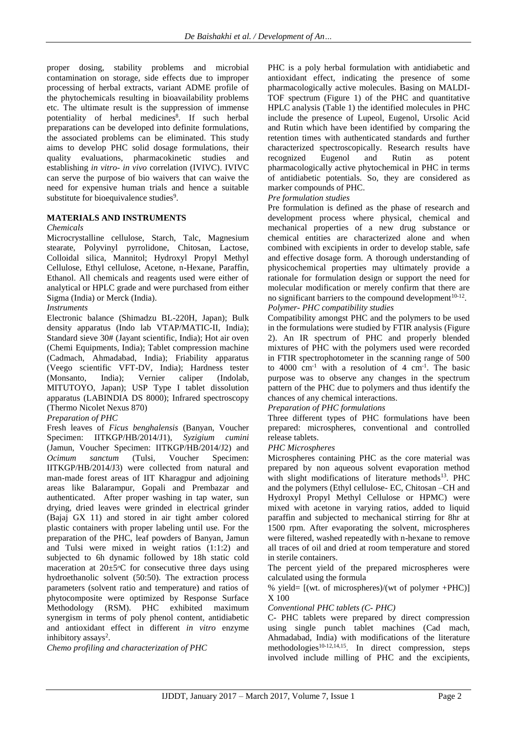proper dosing, stability problems and microbial contamination on storage, side effects due to improper processing of herbal extracts, variant ADME profile of the phytochemicals resulting in bioavailability problems etc. The ultimate result is the suppression of immense potentiality of herbal medicines[8]. If such herbal preparations can be developed into definite formulations, the associated problems can be eliminated. This study aims to develop PHC solid dosage formulations, their quality evaluations, pharmacokinetic studies and establishing *in vitro- in vivo* correlation (IVIVC). IVIVC can serve the purpose of bio waivers that can waive the need for expensive human trials and hence a suitable substitute for bioequivalence studies[9].

## MATERIALS AND INSTRUMENTS

*Chemicals*

Microcrystalline cellulose, Starch, Talc, Magnesium stearate, Polyvinyl pyrrolidone, Chitosan, Lactose, Colloidal silica, Mannitol; Hydroxyl Propyl Methyl Cellulose, Ethyl cellulose, Acetone, n-Hexane, Paraffin, Ethanol. All chemicals and reagents used were either of analytical or HPLC grade and were purchased from either Sigma (India) or Merck (India).

*Instruments*

Electronic balance (Shimadzu BL-220H, Japan); Bulk density apparatus (Indo lab VTAP/MATIC-II, India); Standard sieve 30# (Jayant scientific, India); Hot air oven (Chemi Equipments, India); Tablet compression machine (Cadmach, Ahmadabad, India); Friability apparatus (Veego scientific VFT-DV, India); Hardness tester (Monsanto, India); Vernier caliper (Indolab, MITUTOYO, Japan); USP Type I tablet dissolution apparatus (LABINDIA DS 8000); Infrared spectroscopy (Thermo Nicolet Nexus 870)

*Preparation of PHC*

Fresh leaves of *Ficus benghalensis* (Banyan, Voucher Specimen: IITKGP/HB/2014/J1), *Syzigium cumini* (Jamun, Voucher Specimen: IITKGP/HB/2014/J2) and *Ocimum sanctum* (Tulsi, Voucher Specimen: IITKGP/HB/2014/J3) were collected from natural and man-made forest areas of IIT Kharagpur and adjoining areas like Balarampur, Gopali and Prembazar and authenticated. After proper washing in tap water, sun drying, dried leaves were grinded in electrical grinder (Bajaj GX 11) and stored in air tight amber colored plastic containers with proper labeling until use. For the preparation of the PHC, leaf powders of Banyan, Jamun and Tulsi were mixed in weight ratios (1:1:2) and subjected to 6h dynamic followed by 18h static cold maceration at 20±5°C for consecutive three days using hydroethanolic solvent (50:50). The extraction process parameters (solvent ratio and temperature) and ratios of phytocomposite were optimized by Response Surface Methodology (RSM). PHC exhibited maximum synergism in terms of poly phenol content, antidiabetic and antioxidant effect in different *in vitro* enzyme inhibitory assays[2].

*Chemo profiling and characterization of PHC*

PHC is a poly herbal formulation with antidiabetic and antioxidant effect, indicating the presence of some pharmacologically active molecules. Basing on MALDI-TOF spectrum (Figure 1) of the PHC and quantitative HPLC analysis (Table 1) the identified molecules in PHC include the presence of Lupeol, Eugenol, Ursolic Acid and Rutin which have been identified by comparing the retention times with authenticated standards and further characterized spectroscopically. Research results have recognized Eugenol and Rutin as potent pharmacologically active phytochemical in PHC in terms of antidiabetic potentials. So, they are considered as marker compounds of PHC.

*Pre formulation studies*

Pre formulation is defined as the phase of research and development process where physical, chemical and mechanical properties of a new drug substance or chemical entities are characterized alone and when combined with excipients in order to develop stable, safe and effective dosage form. A thorough understanding of physicochemical properties may ultimately provide a rationale for formulation design or support the need for molecular modification or merely confirm that there are no significant barriers to the compound development[10-12].

*Polymer- PHC compatibility studies*

Compatibility amongst PHC and the polymers to be used in the formulations were studied by FTIR analysis (Figure 2). An IR spectrum of PHC and properly blended mixtures of PHC with the polymers used were recorded in FTIR spectrophotometer in the scanning range of 500 to 4000 $cm^{-1}$ with a resolution of 4 $cm^{-1}$. The basic purpose was to observe any changes in the spectrum pattern of the PHC due to polymers and thus identify the chances of any chemical interactions.

*Preparation of PHC formulations*

Three different types of PHC formulations have been prepared: microspheres, conventional and controlled release tablets.

*PHC Microspheres*

Microspheres containing PHC as the core material was prepared by non aqueous solvent evaporation method with slight modifications of literature methods[13]. PHC and the polymers (Ethyl cellulose- EC, Chitosan –CH and Hydroxyl Propyl Methyl Cellulose or HPMC) were mixed with acetone in varying ratios, added to liquid paraffin and subjected to mechanical stirring for 8hr at 1500 rpm. After evaporating the solvent, microspheres were filtered, washed repeatedly with n-hexane to remove all traces of oil and dried at room temperature and stored in sterile containers.

The percent yield of the prepared microspheres were calculated using the formula

% yield= [(wt. of microspheres)/(wt of polymer +PHC)] X 100

*Conventional PHC tablets (C- PHC)*

C- PHC tablets were prepared by direct compression using single punch tablet machines (Cad mach, Ahmadabad, India) with modifications of the literature methodologies[10-12,14,15]. In direct compression, steps involved include milling of PHC and the excipients,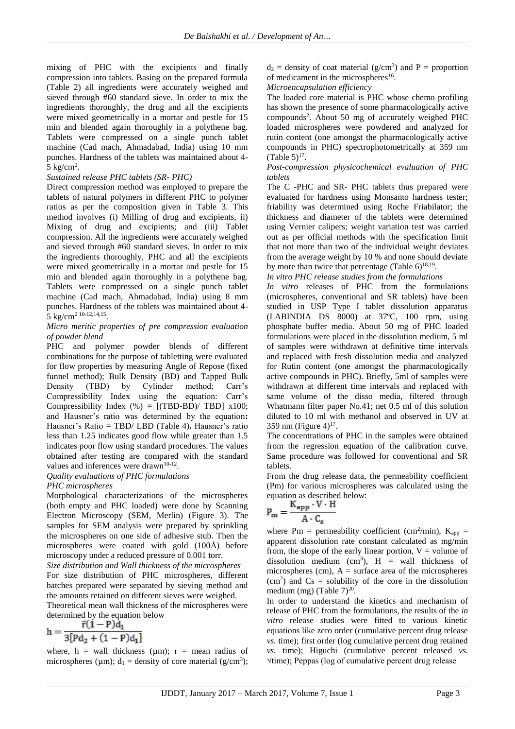mixing of PHC with the excipients and finally compression into tablets. Basing on the prepared formula (Table 2) all ingredients were accurately weighed and sieved through #60 standard sieve. In order to mix the ingredients thoroughly, the drug and all the excipients were mixed geometrically in a mortar and pestle for 15 min and blended again thoroughly in a polythene bag. Tablets were compressed on a single punch tablet machine (Cad mach, Ahmadabad, India) using 10 mm punches. Hardness of the tablets was maintained about 4-5 kg/cm$^2$.

*Sustained release PHC tablets (SR- PHC)*

Direct compression method was employed to prepare the tablets of natural polymers in different PHC to polymer ratios as per the composition given in Table 3. This method involves (i) Milling of drug and excipients, ii) Mixing of drug and excipients; and (iii) Tablet compression. All the ingredients were accurately weighed and sieved through #60 standard sieves. In order to mix the ingredients thoroughly, PHC and all the excipients were mixed geometrically in a mortar and pestle for 15 min and blended again thoroughly in a polythene bag. Tablets were compressed on a single punch tablet machine (Cad mach, Ahmadabad, India) using 8 mm punches. Hardness of the tablets was maintained about 4-5 kg/cm$^2$ [10-12,14,15].

*Micro meritic properties of pre compression evaluation of powder blend*

PHC and polymer powder blends of different combinations for the purpose of tabletting were evaluated for flow properties by measuring Angle of Repose (fixed funnel method); Bulk Density (BD) and Tapped Bulk Density (TBD) by Cylinder method; Carr's Compressibility Index using the equation: Carr's Compressibility Index (%) = [(TBD-BD)/ TBD] x100; and Hausner's ratio was determined by the equation**:** Hausner's Ratio **=** TBD/ LBD (Table 4)**.** Hausner's ratio less than 1.25 indicates good flow while greater than 1.5 indicates poor flow using standard procedures. The values obtained after testing are compared with the standard values and inferences were drawn[10-12].

*Quality evaluations of PHC formulations*

*PHC microspheres*

Morphological characterizations of the microspheres (both empty and PHC loaded) were done by Scanning Electron Microscopy (SEM, Merlin) (Figure 3). The samples for SEM analysis were prepared by sprinkling the microspheres on one side of adhesive stub. Then the microspheres were coated with gold (100Å) before microscopy under a reduced pressure of 0.001 torr.

*Size distribution and Wall thickness of the microspheres*

For size distribution of PHC microspheres, different batches prepared were separated by sieving method and the amounts retained on different sieves were weighed.

Theoretical mean wall thickness of the microspheres were determined by the equation below

$$h = \frac{\bar{r}(1-P)d_1}{3[Pd_2 + (1-P)d_1]}$$

where, h = wall thickness (µm); r = mean radius of microspheres (µm); $d_1$ = density of core material (g/cm$^3$); $d_2$ = density of coat material (g/cm$^3$) and P = proportion of medicament in the microspheres[16].

*Microencapsulation efficiency*

The loaded core material is PHC whose chemo profiling has shown the presence of some pharmacologically active compounds[2]. About 50 mg of accurately weighed PHC loaded microspheres were powdered and analyzed for rutin content (one amongst the pharmacologically active compounds in PHC) spectrophotometrically at 359 nm (Table 5)[17].

*Post-compression physicochemical evaluation of PHC tablets*

The C -PHC and SR- PHC tablets thus prepared were evaluated for hardness using Monsanto hardness tester; friability was determined using Roche Friabilator; the thickness and diameter of the tablets were determined using Vernier calipers; weight variation test was carried out as per official methods with the specification limit that not more than two of the individual weight deviates from the average weight by 10 % and none should deviate by more than twice that percentage (Table 6)[18,19].

*In vitro PHC release studies from the formulations*

*In vitro* releases of PHC from the formulations (microspheres, conventional and SR tablets) have been studied in USP Type I tablet dissolution apparatus (LABINDIA DS 8000) at 37ºC, 100 rpm, using phosphate buffer media. About 50 mg of PHC loaded formulations were placed in the dissolution medium, 5 ml of samples were withdrawn at definitive time intervals and replaced with fresh dissolution media and analyzed for Rutin content (one amongst the pharmacologically active compounds in PHC). Briefly, 5ml of samples were withdrawn at different time intervals and replaced with same volume of the disso media, filtered through Whatmann filter paper No.41; net 0.5 ml of this solution diluted to 10 ml with methanol and observed in UV at 359 nm (Figure 4)[17].

The concentrations of PHC in the samples were obtained from the regression equation of the calibration curve. Same procedure was followed for conventional and SR tablets.

From the drug release data, the permeability coefficient (Pm) for various microspheres was calculated using the equation as described below:

$$P_m = \frac{K_{app} \cdot V \cdot H}{A \cdot C_s}$$

where Pm = permeability coefficient (cm$^2$/min), $K_{app}$ = apparent dissolution rate constant calculated as mg/min from, the slope of the early linear portion, V = volume of dissolution medium (cm$^3$), H = wall thickness of microspheres (cm), A = surface area of the microspheres (cm$^2$) and Cs = solubility of the core in the dissolution medium (mg) (Table 7)[20].

In order to understand the kinetics and mechanism of release of PHC from the formulations, the results of the *in vitro* release studies were fitted to various kinetic equations like zero order (cumulative percent drug release *vs.* time); first order (log cumulative percent drug retained *vs.* time); Higuchi (cumulative percent released *vs.* √time); Peppas (log of cumulative percent drug release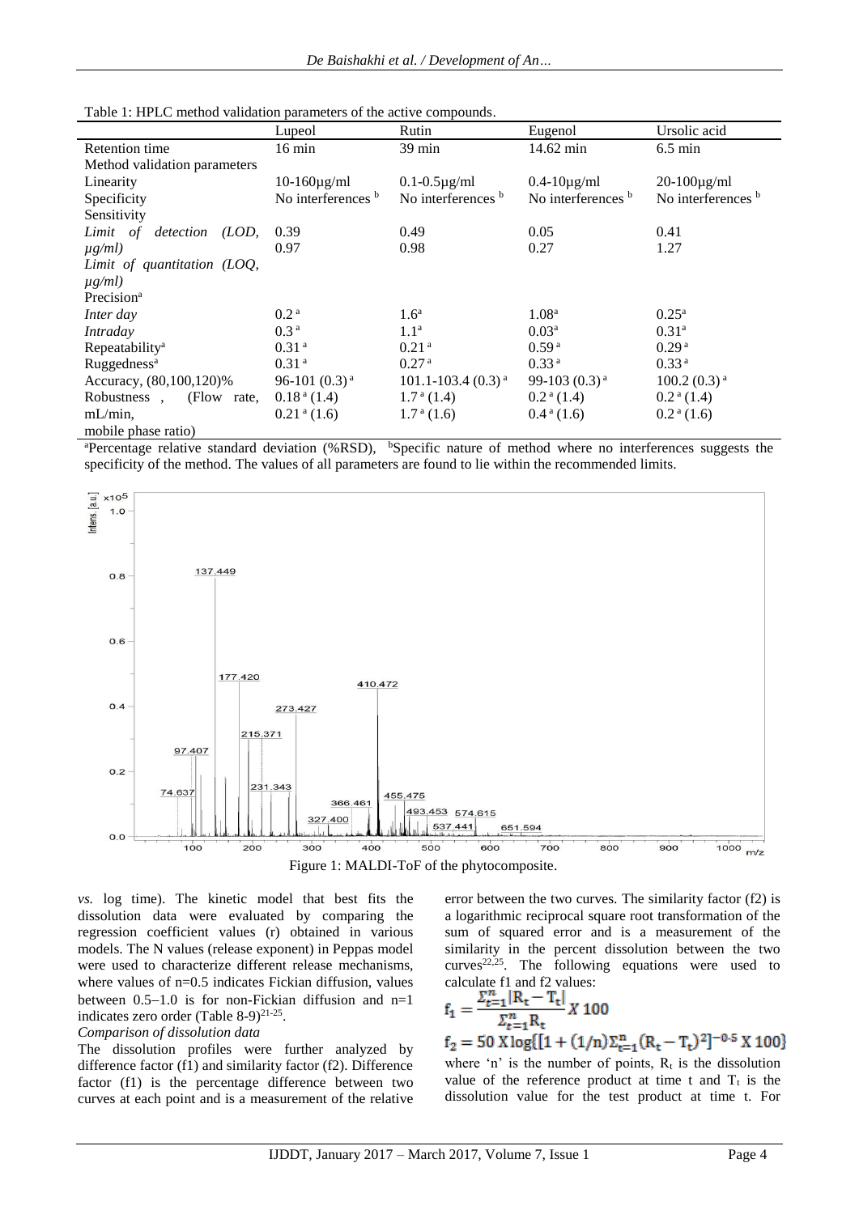Table 1: HPLC method validation parameters of the active compounds.

| | Lupeol | Rutin | Eugenol | Ursolic acid |
|---|---|---|---|---|
| Retention time | 16 min | 39 min | 14.62 min | 6.5 min |
| Method validation parameters | | | | |
| Linearity | 10-160µg/ml | 0.1-0.5µg/ml | 0.4-10µg/ml | 20-100µg/ml |
| Specificity | No interferences [b] | No interferences [b] | No interferences [b] | No interferences [b] |
| Sensitivity | | | | |
| *Limit of detection (LOD, µg/ml)* | 0.39 | 0.49 | 0.05 | 0.41 |
| *Limit of quantitation (LOQ, µg/ml)* | 0.97 | 0.98 | 0.27 | 1.27 |
| Precision[a] | | | | |
| *Inter day* | 0.2 [a] | 1.6[a] | 1.08[a] | 0.25[a] |
| *Intraday* | 0.3 [a] | 1.1[a] | 0.03[a] | 0.31[a] |
| Repeatability[a] | 0.31 [a] | 0.21 [a] | 0.59 [a] | 0.29 [a] |
| Ruggedness[a] | 0.31 [a] | 0.27 [a] | 0.33 [a] | 0.33 [a] |
| Accuracy, (80,100,120)% | 96-101 (0.3) [a] | 101.1-103.4 (0.3) [a] | 99-103 (0.3) [a] | 100.2 (0.3) [a] |
| Robustness, (Flow rate, mL/min, mobile phase ratio) | 0.18 [a] (1.4)<br>0.21 [a] (1.6) | 1.7 [a] (1.4)<br>1.7 [a] (1.6) | 0.2 [a] (1.4)<br>0.4 [a] (1.6) | 0.2 [a] (1.4)<br>0.2 [a] (1.6) |

[a]Percentage relative standard deviation (%RSD), [b]Specific nature of method where no interferences suggests the specificity of the method. The values of all parameters are found to lie within the recommended limits.

Figure 1: MALDI-ToF of the phytocomposite.

*vs.* log time). The kinetic model that best fits the dissolution data were evaluated by comparing the regression coefficient values (r) obtained in various models. The N values (release exponent) in Peppas model were used to characterize different release mechanisms, where values of n=0.5 indicates Fickian diffusion, values between 0.5–1.0 is for non-Fickian diffusion and n=1 indicates zero order (Table 8-9)[21-25].

*Comparison of dissolution data*

The dissolution profiles were further analyzed by difference factor (f1) and similarity factor (f2). Difference factor (f1) is the percentage difference between two curves at each point and is a measurement of the relative error between the two curves. The similarity factor (f2) is a logarithmic reciprocal square root transformation of the sum of squared error and is a measurement of the similarity in the percent dissolution between the two curves[22,25]. The following equations were used to calculate f1 and f2 values:

$$f_1 = \frac{\Sigma_{t=1}^{n} |R_t - T_t|}{\Sigma_{t=1}^{n} R_t} X\ 100$$

$$f_2 = 50\ X \log\{[1 + (1/n)\Sigma_{t=1}^{n} (R_t - T_t)^2]^{-0.5}\ X\ 100\}$$

where 'n' is the number of points, $R_t$ is the dissolution value of the reference product at time t and $T_t$ is the dissolution value for the test product at time t. For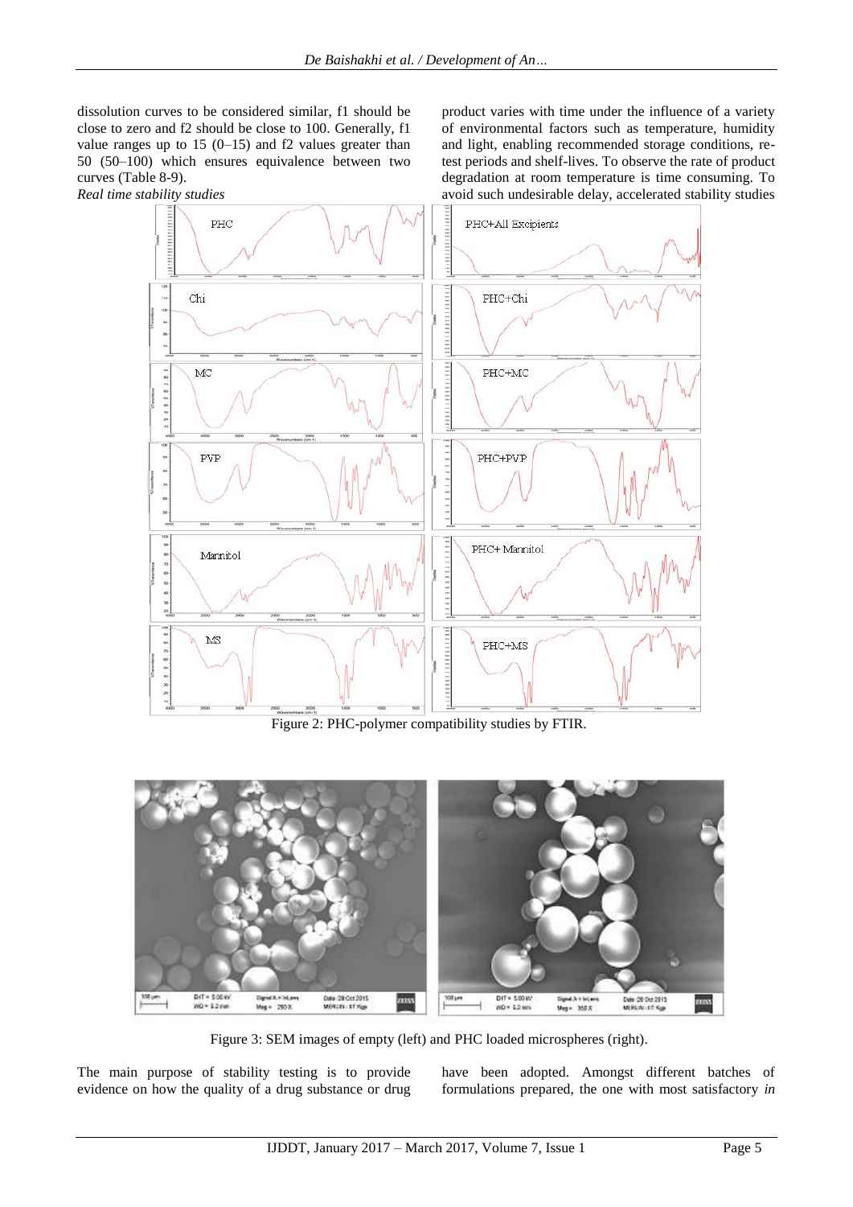dissolution curves to be considered similar, f1 should be close to zero and f2 should be close to 100. Generally, f1 value ranges up to 15 (0–15) and f2 values greater than 50 (50–100) which ensures equivalence between two curves (Table 8-9).

*Real time stability studies*

The main purpose of stability testing is to provide evidence on how the quality of a drug substance or drug product varies with time under the influence of a variety of environmental factors such as temperature, humidity and light, enabling recommended storage conditions, re-test periods and shelf-lives. To observe the rate of product degradation at room temperature is time consuming. To avoid such undesirable delay, accelerated stability studies have been adopted. Amongst different batches of formulations prepared, the one with most satisfactory *in*

Figure 2: PHC-polymer compatibility studies by FTIR.

Figure 3: SEM images of empty (left) and PHC loaded microspheres (right).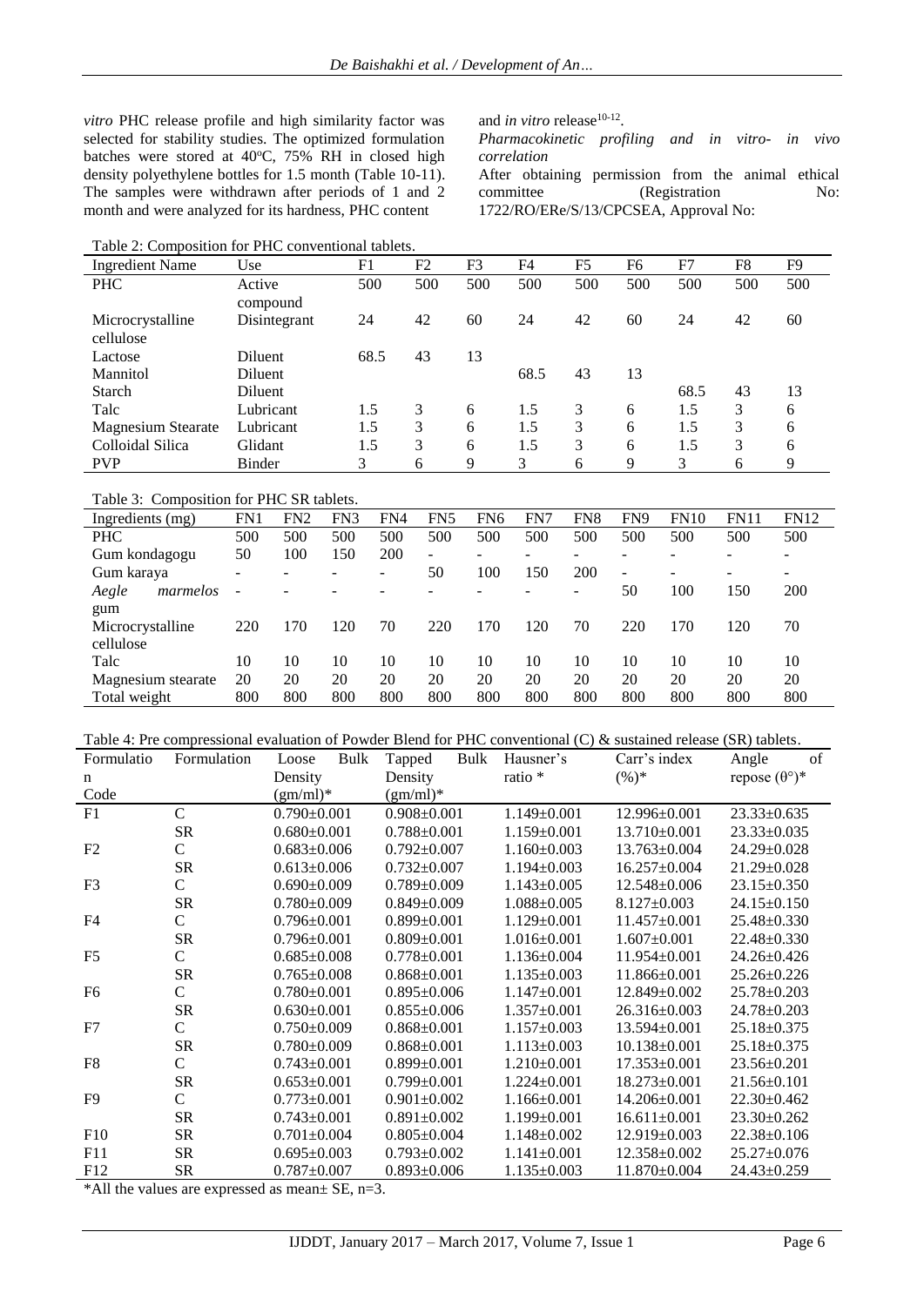*vitro* PHC release profile and high similarity factor was selected for stability studies. The optimized formulation batches were stored at 40°C, 75% RH in closed high density polyethylene bottles for 1.5 month (Table 10-11). The samples were withdrawn after periods of 1 and 2 month and were analyzed for its hardness, PHC content and *in vitro* release[10-12].

*Pharmacokinetic profiling and in vitro- in vivo correlation*

After obtaining permission from the animal ethical committee (Registration No: 1722/RO/ERe/S/13/CPCSEA, Approval No:

Table 2: Composition for PHC conventional tablets.

| Ingredient Name | Use | F1 | F2 | F3 | F4 | F5 | F6 | F7 | F8 | F9 |
|---|---|---|---|---|---|---|---|---|---|---|
| PHC | Active compound | 500 | 500 | 500 | 500 | 500 | 500 | 500 | 500 | 500 |
| Microcrystalline cellulose | Disintegrant | 24 | 42 | 60 | 24 | 42 | 60 | 24 | 42 | 60 |
| Lactose | Diluent | 68.5 | 43 | 13 | | | | | | |
| Mannitol | Diluent | | | | 68.5 | 43 | 13 | | | |
| Starch | Diluent | | | | | | | 68.5 | 43 | 13 |
| Talc | Lubricant | 1.5 | 3 | 6 | 1.5 | 3 | 6 | 1.5 | 3 | 6 |
| Magnesium Stearate | Lubricant | 1.5 | 3 | 6 | 1.5 | 3 | 6 | 1.5 | 3 | 6 |
| Colloidal Silica | Glidant | 1.5 | 3 | 6 | 1.5 | 3 | 6 | 1.5 | 3 | 6 |
| PVP | Binder | 3 | 6 | 9 | 3 | 6 | 9 | 3 | 6 | 9 |

Table 3: Composition for PHC SR tablets.

| Ingredients (mg) | FN1 | FN2 | FN3 | FN4 | FN5 | FN6 | FN7 | FN8 | FN9 | FN10 | FN11 | FN12 |
|---|---|---|---|---|---|---|---|---|---|---|---|---|
| PHC | 500 | 500 | 500 | 500 | 500 | 500 | 500 | 500 | 500 | 500 | 500 | 500 |
| Gum kondagogu | 50 | 100 | 150 | 200 | - | - | - | - | - | - | - | - |
| Gum karaya | - | - | - | - | 50 | 100 | 150 | 200 | - | - | - | - |
| *Aegle marmelos* gum | - | - | - | - | - | - | - | - | 50 | 100 | 150 | 200 |
| Microcrystalline cellulose | 220 | 170 | 120 | 70 | 220 | 170 | 120 | 70 | 220 | 170 | 120 | 70 |
| Talc | 10 | 10 | 10 | 10 | 10 | 10 | 10 | 10 | 10 | 10 | 10 | 10 |
| Magnesium stearate | 20 | 20 | 20 | 20 | 20 | 20 | 20 | 20 | 20 | 20 | 20 | 20 |
| Total weight | 800 | 800 | 800 | 800 | 800 | 800 | 800 | 800 | 800 | 800 | 800 | 800 |

Table 4: Pre compressional evaluation of Powder Blend for PHC conventional (C) & sustained release (SR) tablets.

| Formulation Code | Formulation | Loose Bulk Density (gm/ml)* | Tapped Bulk Density (gm/ml)* | Hausner's ratio * | Carr's index (%)* | Angle of repose (θ°)* |
|---|---|---|---|---|---|---|
| F1 | C | 0.790±0.001 | 0.908±0.001 | 1.149±0.001 | 12.996±0.001 | 23.33±0.635 |
| | SR | 0.680±0.001 | 0.788±0.001 | 1.159±0.001 | 13.710±0.001 | 23.33±0.035 |
| F2 | C | 0.683±0.006 | 0.792±0.007 | 1.160±0.003 | 13.763±0.004 | 24.29±0.028 |
| | SR | 0.613±0.006 | 0.732±0.007 | 1.194±0.003 | 16.257±0.004 | 21.29±0.028 |
| F3 | C | 0.690±0.009 | 0.789±0.009 | 1.143±0.005 | 12.548±0.006 | 23.15±0.350 |
| | SR | 0.780±0.009 | 0.849±0.009 | 1.088±0.005 | 8.127±0.003 | 24.15±0.150 |
| F4 | C | 0.796±0.001 | 0.899±0.001 | 1.129±0.001 | 11.457±0.001 | 25.48±0.330 |
| | SR | 0.796±0.001 | 0.809±0.001 | 1.016±0.001 | 1.607±0.001 | 22.48±0.330 |
| F5 | C | 0.685±0.008 | 0.778±0.001 | 1.136±0.004 | 11.954±0.001 | 24.26±0.426 |
| | SR | 0.765±0.008 | 0.868±0.001 | 1.135±0.003 | 11.866±0.001 | 25.26±0.226 |
| F6 | C | 0.780±0.001 | 0.895±0.006 | 1.147±0.001 | 12.849±0.002 | 25.78±0.203 |
| | SR | 0.630±0.001 | 0.855±0.006 | 1.357±0.001 | 26.316±0.003 | 24.78±0.203 |
| F7 | C | 0.750±0.009 | 0.868±0.001 | 1.157±0.003 | 13.594±0.001 | 25.18±0.375 |
| | SR | 0.780±0.009 | 0.868±0.001 | 1.113±0.003 | 10.138±0.001 | 25.18±0.375 |
| F8 | C | 0.743±0.001 | 0.899±0.001 | 1.210±0.001 | 17.353±0.001 | 23.56±0.201 |
| | SR | 0.653±0.001 | 0.799±0.001 | 1.224±0.001 | 18.273±0.001 | 21.56±0.101 |
| F9 | C | 0.773±0.001 | 0.901±0.002 | 1.166±0.001 | 14.206±0.001 | 22.30±0.462 |
| | SR | 0.743±0.001 | 0.891±0.002 | 1.199±0.001 | 16.611±0.001 | 23.30±0.262 |
| F10 | SR | 0.701±0.004 | 0.805±0.004 | 1.148±0.002 | 12.919±0.003 | 22.38±0.106 |
| F11 | SR | 0.695±0.003 | 0.793±0.002 | 1.141±0.001 | 12.358±0.002 | 25.27±0.076 |
| F12 | SR | 0.787±0.007 | 0.893±0.006 | 1.135±0.003 | 11.870±0.004 | 24.43±0.259 |

*All the values are expressed as mean± SE, n=3.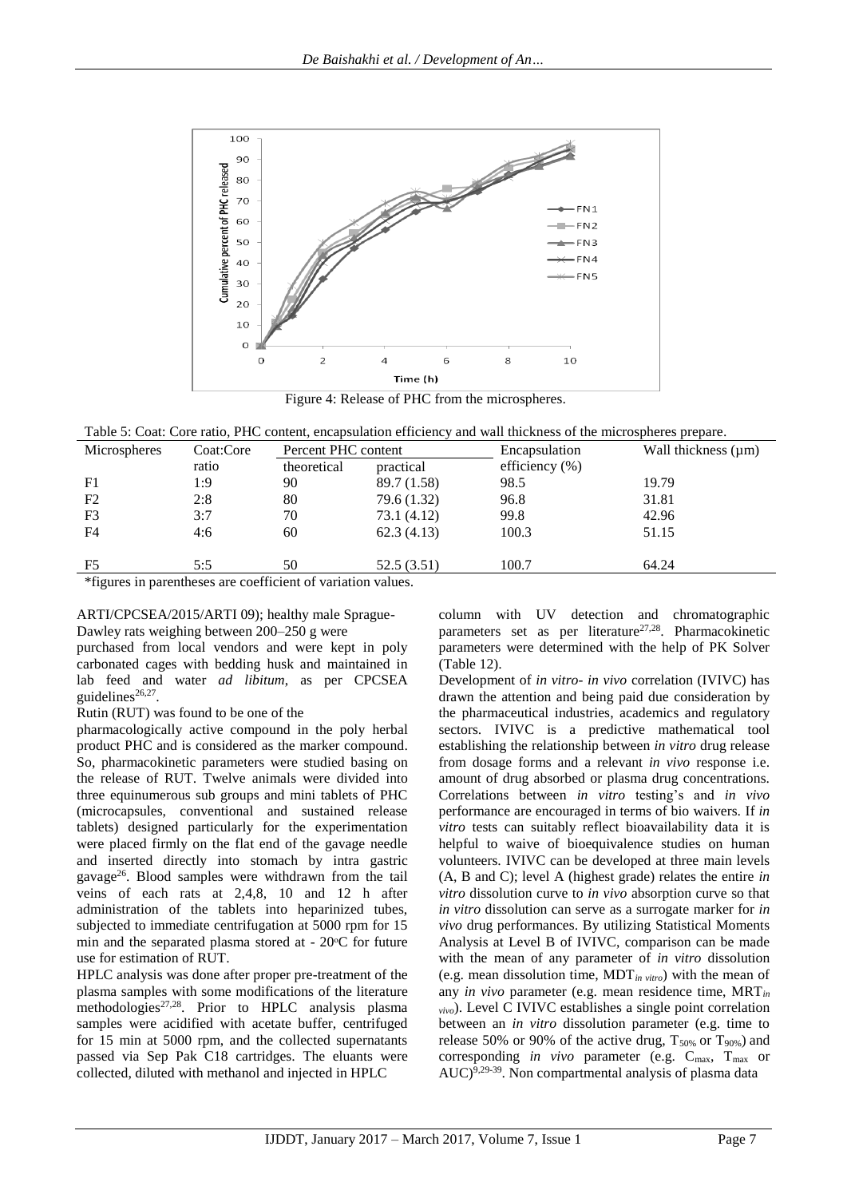Figure 4: Release of PHC from the microspheres.

Table 5: Coat: Core ratio, PHC content, encapsulation efficiency and wall thickness of the microspheres prepare.

| Microspheres | Coat:Core ratio | Percent PHC content | | Encapsulation efficiency (%) | Wall thickness (μm) |
|---|---|---|---|---|---|
| | | theoretical | practical | | |
| F1 | 1:9 | 90 | 89.7 (1.58) | 98.5 | 19.79 |
| F2 | 2:8 | 80 | 79.6 (1.32) | 96.8 | 31.81 |
| F3 | 3:7 | 70 | 73.1 (4.12) | 99.8 | 42.96 |
| F4 | 4:6 | 60 | 62.3 (4.13) | 100.3 | 51.15 |
| F5 | 5:5 | 50 | 52.5 (3.51) | 100.7 | 64.24 |

*figures in parentheses are coefficient of variation values.

ARTI/CPCSEA/2015/ARTI 09); healthy male Sprague-Dawley rats weighing between 200–250 g were purchased from local vendors and were kept in poly carbonated cages with bedding husk and maintained in lab feed and water *ad libitum*, as per CPCSEA guidelines[26,27].

Rutin (RUT) was found to be one of the pharmacologically active compound in the poly herbal product PHC and is considered as the marker compound. So, pharmacokinetic parameters were studied basing on the release of RUT. Twelve animals were divided into three equinumerous sub groups and mini tablets of PHC (microcapsules, conventional and sustained release tablets) designed particularly for the experimentation were placed firmly on the flat end of the gavage needle and inserted directly into stomach by intra gastric gavage[26]. Blood samples were withdrawn from the tail veins of each rats at 2,4,8, 10 and 12 h after administration of the tablets into heparinized tubes, subjected to immediate centrifugation at 5000 rpm for 15 min and the separated plasma stored at - 20°C for future use for estimation of RUT.

HPLC analysis was done after proper pre-treatment of the plasma samples with some modifications of the literature methodologies[27,28]. Prior to HPLC analysis plasma samples were acidified with acetate buffer, centrifuged for 15 min at 5000 rpm, and the collected supernatants passed via Sep Pak C18 cartridges. The eluants were collected, diluted with methanol and injected in HPLC column with UV detection and chromatographic parameters set as per literature[27,28]. Pharmacokinetic parameters were determined with the help of PK Solver (Table 12).

Development of *in vitro- in vivo* correlation (IVIVC) has drawn the attention and being paid due consideration by the pharmaceutical industries, academics and regulatory sectors. IVIVC is a predictive mathematical tool establishing the relationship between *in vitro* drug release from dosage forms and a relevant *in vivo* response i.e. amount of drug absorbed or plasma drug concentrations. Correlations between *in vitro* testing's and *in vivo* performance are encouraged in terms of bio waivers. If *in vitro* tests can suitably reflect bioavailability data it is helpful to waive of bioequivalence studies on human volunteers. IVIVC can be developed at three main levels (A, B and C); level A (highest grade) relates the entire *in vitro* dissolution curve to *in vivo* absorption curve so that *in vitro* dissolution can serve as a surrogate marker for *in vivo* drug performances. By utilizing Statistical Moments Analysis at Level B of IVIVC, comparison can be made with the mean of any parameter of *in vitro* dissolution (e.g. mean dissolution time, $MDT_{in\ vitro}$) with the mean of any *in vivo* parameter (e.g. mean residence time, $MRT_{in\ vivo}$). Level C IVIVC establishes a single point correlation between an *in vitro* dissolution parameter (e.g. time to release 50% or 90% of the active drug, $T_{50\%}$ or $T_{90\%}$) and corresponding *in vivo* parameter (e.g. $C_{max}$, $T_{max}$ or AUC)[9,29-39]. Non compartmental analysis of plasma data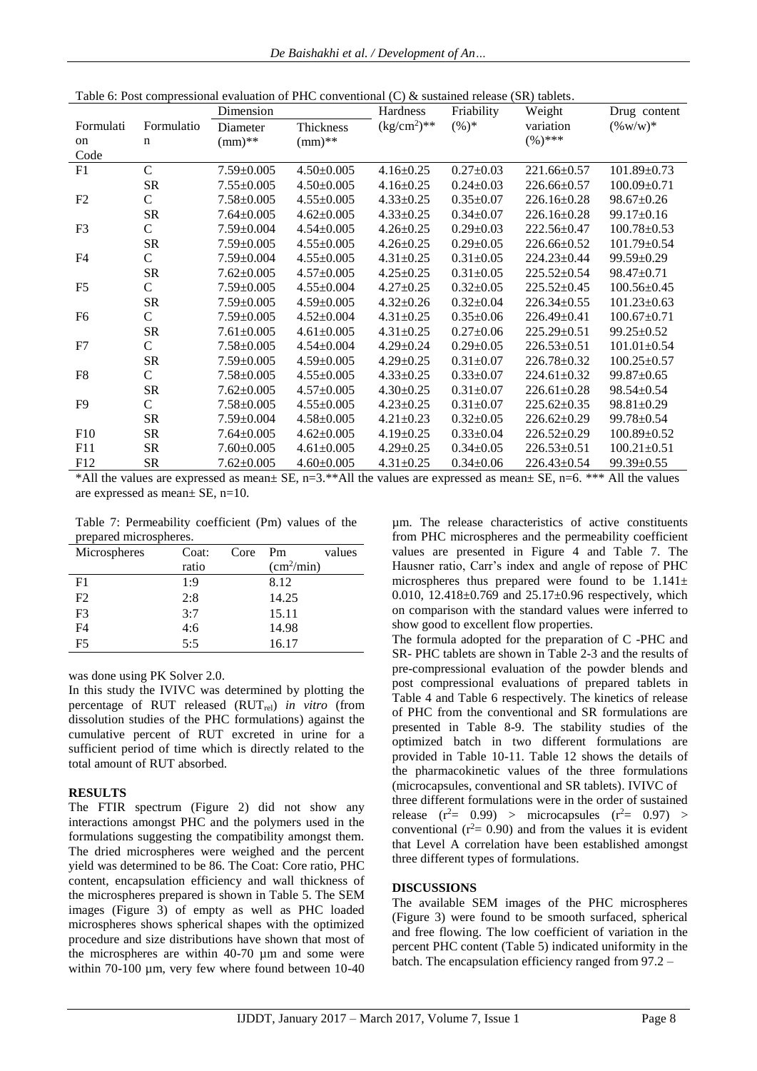Table 6: Post compressional evaluation of PHC conventional (C) & sustained release (SR) tablets.

| Formulation Code | Formulation | Dimension | | Hardness ($kg/cm^2$)** | Friability (%)* | Weight variation (%)*** | Drug content (%w/w)* |
|---|---|---|---|---|---|---|---|
| | | Diameter (mm)** | Thickness (mm)** | | | | |
| F1 | C | 7.59±0.005 | 4.50±0.005 | 4.16±0.25 | 0.27±0.03 | 221.66±0.57 | 101.89±0.73 |
| | SR | 7.55±0.005 | 4.50±0.005 | 4.16±0.25 | 0.24±0.03 | 226.66±0.57 | 100.09±0.71 |
| F2 | C | 7.58±0.005 | 4.55±0.005 | 4.33±0.25 | 0.35±0.07 | 226.16±0.28 | 98.67±0.26 |
| | SR | 7.64±0.005 | 4.62±0.005 | 4.33±0.25 | 0.34±0.07 | 226.16±0.28 | 99.17±0.16 |
| F3 | C | 7.59±0.004 | 4.54±0.005 | 4.26±0.25 | 0.29±0.03 | 222.56±0.47 | 100.78±0.53 |
| | SR | 7.59±0.005 | 4.55±0.005 | 4.26±0.25 | 0.29±0.05 | 226.66±0.52 | 101.79±0.54 |
| F4 | C | 7.59±0.004 | 4.55±0.005 | 4.31±0.25 | 0.31±0.05 | 224.23±0.44 | 99.59±0.29 |
| | SR | 7.62±0.005 | 4.57±0.005 | 4.25±0.25 | 0.31±0.05 | 225.52±0.54 | 98.47±0.71 |
| F5 | C | 7.59±0.005 | 4.55±0.004 | 4.27±0.25 | 0.32±0.05 | 225.52±0.45 | 100.56±0.45 |
| | SR | 7.59±0.005 | 4.59±0.005 | 4.32±0.26 | 0.32±0.04 | 226.34±0.55 | 101.23±0.63 |
| F6 | C | 7.59±0.005 | 4.52±0.004 | 4.31±0.25 | 0.35±0.06 | 226.49±0.41 | 100.67±0.71 |
| | SR | 7.61±0.005 | 4.61±0.005 | 4.31±0.25 | 0.27±0.06 | 225.29±0.51 | 99.25±0.52 |
| F7 | C | 7.58±0.005 | 4.54±0.004 | 4.29±0.24 | 0.29±0.05 | 226.53±0.51 | 101.01±0.54 |
| | SR | 7.59±0.005 | 4.59±0.005 | 4.29±0.25 | 0.31±0.07 | 226.78±0.32 | 100.25±0.57 |
| F8 | C | 7.58±0.005 | 4.55±0.005 | 4.33±0.25 | 0.33±0.07 | 224.61±0.32 | 99.87±0.65 |
| | SR | 7.62±0.005 | 4.57±0.005 | 4.30±0.25 | 0.31±0.07 | 226.61±0.28 | 98.54±0.54 |
| F9 | C | 7.58±0.005 | 4.55±0.005 | 4.23±0.25 | 0.31±0.07 | 225.62±0.35 | 98.81±0.29 |
| | SR | 7.59±0.004 | 4.58±0.005 | 4.21±0.23 | 0.32±0.05 | 226.62±0.29 | 99.78±0.54 |
| F10 | SR | 7.64±0.005 | 4.62±0.005 | 4.19±0.25 | 0.33±0.04 | 226.52±0.29 | 100.89±0.52 |
| F11 | SR | 7.60±0.005 | 4.61±0.005 | 4.29±0.25 | 0.34±0.05 | 226.53±0.51 | 100.21±0.51 |
| F12 | SR | 7.62±0.005 | 4.60±0.005 | 4.31±0.25 | 0.34±0.06 | 226.43±0.54 | 99.39±0.55 |

*All the values are expressed as mean± SE, n=3.**All the values are expressed as mean± SE, n=6. *** All the values are expressed as mean± SE, n=10.

Table 7: Permeability coefficient (Pm) values of the prepared microspheres.

| Microspheres | Coat: Core ratio | Pm values ($cm^2/min$) |
|---|---|---|
| F1 | 1:9 | 8.12 |
| F2 | 2:8 | 14.25 |
| F3 | 3:7 | 15.11 |
| F4 | 4:6 | 14.98 |
| F5 | 5:5 | 16.17 |

was done using PK Solver 2.0.

In this study the IVIVC was determined by plotting the percentage of RUT released ($RUT_{rel}$) *in vitro* (from dissolution studies of the PHC formulations) against the cumulative percent of RUT excreted in urine for a sufficient period of time which is directly related to the total amount of RUT absorbed.

## RESULTS

The FTIR spectrum (Figure 2) did not show any interactions amongst PHC and the polymers used in the formulations suggesting the compatibility amongst them. The dried microspheres were weighed and the percent yield was determined to be 86. The Coat: Core ratio, PHC content, encapsulation efficiency and wall thickness of the microspheres prepared is shown in Table 5. The SEM images (Figure 3) of empty as well as PHC loaded microspheres shows spherical shapes with the optimized procedure and size distributions have shown that most of the microspheres are within 40-70 µm and some were within 70-100 µm, very few where found between 10-40 µm. The release characteristics of active constituents from PHC microspheres and the permeability coefficient values are presented in Figure 4 and Table 7. The Hausner ratio, Carr's index and angle of repose of PHC microspheres thus prepared were found to be 1.141± 0.010, 12.418±0.769 and 25.17±0.96 respectively, which on comparison with the standard values were inferred to show good to excellent flow properties.

The formula adopted for the preparation of C -PHC and SR- PHC tablets are shown in Table 2-3 and the results of pre-compressional evaluation of the powder blends and post compressional evaluations of prepared tablets in Table 4 and Table 6 respectively. The kinetics of release of PHC from the conventional and SR formulations are presented in Table 8-9. The stability studies of the optimized batch in two different formulations are provided in Table 10-11. Table 12 shows the details of the pharmacokinetic values of the three formulations (microcapsules, conventional and SR tablets). IVIVC of three different formulations were in the order of sustained release ($r^2$= 0.99) > microcapsules ($r^2$= 0.97) > conventional ($r^2$= 0.90) and from the values it is evident that Level A correlation have been established amongst three different types of formulations.

## DISCUSSIONS

The available SEM images of the PHC microspheres (Figure 3) were found to be smooth surfaced, spherical and free flowing. The low coefficient of variation in the percent PHC content (Table 5) indicated uniformity in the batch. The encapsulation efficiency ranged from 97.2 –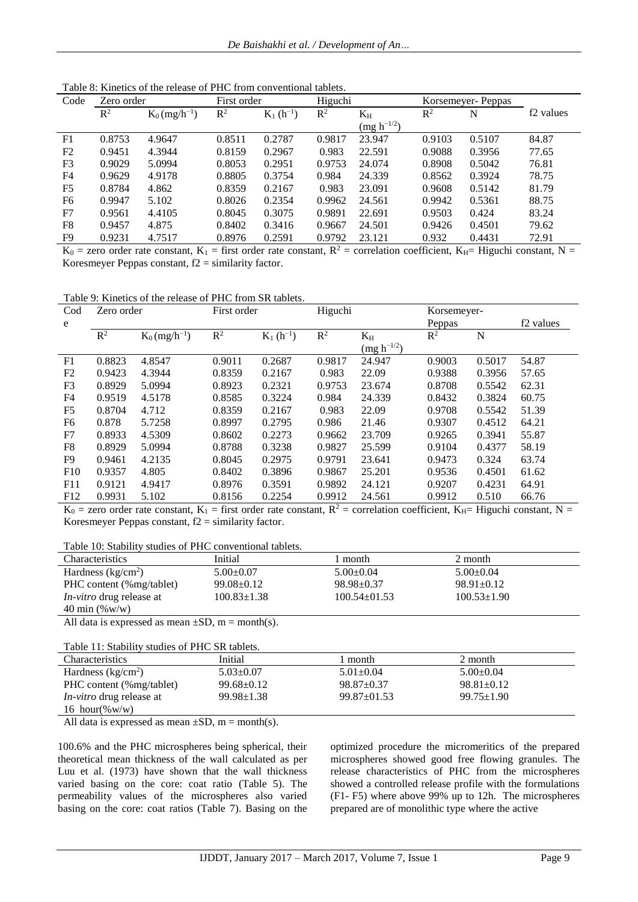Table 8: Kinetics of the release of PHC from conventional tablets.

| Code | Zero order | | First order | | Higuchi | | Korsemeyer- Peppas | | f2 values |
|---|---|---|---|---|---|---|---|---|---|
| | $R^2$ | $K_0$ ($mg/h^{-1}$) | $R^2$ | $K_1$ ($h^{-1}$) | $R^2$ | $K_H$ ($mg\ h^{-1/2}$) | $R^2$ | N | |
| F1 | 0.8753 | 4.9647 | 0.8511 | 0.2787 | 0.9817 | 23.947 | 0.9103 | 0.5107 | 84.87 |
| F2 | 0.9451 | 4.3944 | 0.8159 | 0.2967 | 0.983 | 22.591 | 0.9088 | 0.3956 | 77.65 |
| F3 | 0.9029 | 5.0994 | 0.8053 | 0.2951 | 0.9753 | 24.074 | 0.8908 | 0.5042 | 76.81 |
| F4 | 0.9629 | 4.9178 | 0.8805 | 0.3754 | 0.984 | 24.339 | 0.8562 | 0.3924 | 78.75 |
| F5 | 0.8784 | 4.862 | 0.8359 | 0.2167 | 0.983 | 23.091 | 0.9608 | 0.5142 | 81.79 |
| F6 | 0.9947 | 5.102 | 0.8026 | 0.2354 | 0.9962 | 24.561 | 0.9942 | 0.5361 | 88.75 |
| F7 | 0.9561 | 4.4105 | 0.8045 | 0.3075 | 0.9891 | 22.691 | 0.9503 | 0.424 | 83.24 |
| F8 | 0.9457 | 4.875 | 0.8402 | 0.3416 | 0.9667 | 24.501 | 0.9426 | 0.4501 | 79.62 |
| F9 | 0.9231 | 4.7517 | 0.8976 | 0.2591 | 0.9792 | 23.121 | 0.932 | 0.4431 | 72.91 |

$K_0$ = zero order rate constant, $K_1$ = first order rate constant, $R^2$ = correlation coefficient, $K_H$= Higuchi constant, N = Koresmeyer Peppas constant, f2 = similarity factor.

Table 9: Kinetics of the release of PHC from SR tablets.

| Code | Zero order | | First order | | Higuchi | | Korsemeyer-Peppas | | f2 values |
|---|---|---|---|---|---|---|---|---|---|
| | $R^2$ | $K_0$ ($mg/h^{-1}$) | $R^2$ | $K_1$ ($h^{-1}$) | $R^2$ | $K_H$ ($mg\ h^{-1/2}$) | $R^2$ | N | |
| F1 | 0.8823 | 4.8547 | 0.9011 | 0.2687 | 0.9817 | 24.947 | 0.9003 | 0.5017 | 54.87 |
| F2 | 0.9423 | 4.3944 | 0.8359 | 0.2167 | 0.983 | 22.09 | 0.9388 | 0.3956 | 57.65 |
| F3 | 0.8929 | 5.0994 | 0.8923 | 0.2321 | 0.9753 | 23.674 | 0.8708 | 0.5542 | 62.31 |
| F4 | 0.9519 | 4.5178 | 0.8585 | 0.3224 | 0.984 | 24.339 | 0.8432 | 0.3824 | 60.75 |
| F5 | 0.8704 | 4.712 | 0.8359 | 0.2167 | 0.983 | 22.09 | 0.9708 | 0.5542 | 51.39 |
| F6 | 0.878 | 5.7258 | 0.8997 | 0.2795 | 0.986 | 21.46 | 0.9307 | 0.4512 | 64.21 |
| F7 | 0.8933 | 4.5309 | 0.8602 | 0.2273 | 0.9662 | 23.709 | 0.9265 | 0.3941 | 55.87 |
| F8 | 0.8929 | 5.0994 | 0.8788 | 0.3238 | 0.9827 | 25.599 | 0.9104 | 0.4377 | 58.19 |
| F9 | 0.9461 | 4.2135 | 0.8045 | 0.2975 | 0.9791 | 23.641 | 0.9473 | 0.324 | 63.74 |
| F10 | 0.9357 | 4.805 | 0.8402 | 0.3896 | 0.9867 | 25.201 | 0.9536 | 0.4501 | 61.62 |
| F11 | 0.9121 | 4.9417 | 0.8976 | 0.3591 | 0.9892 | 24.121 | 0.9207 | 0.4231 | 64.91 |
| F12 | 0.9931 | 5.102 | 0.8156 | 0.2254 | 0.9912 | 24.561 | 0.9912 | 0.510 | 66.76 |

$K_0$ = zero order rate constant, $K_1$ = first order rate constant, $R^2$ = correlation coefficient, $K_H$= Higuchi constant, N = Koresmeyer Peppas constant, f2 = similarity factor.

Table 10: Stability studies of PHC conventional tablets.

| Characteristics | Initial | 1 month | 2 month |
|---|---|---|---|
| Hardness ($kg/cm^2$) | 5.00±0.07 | 5.00±0.04 | 5.00±0.04 |
| PHC content (%mg/tablet) | 99.08±0.12 | 98.98±0.37 | 98.91±0.12 |
| *In-vitro* drug release at 40 min (%w/w) | 100.83±1.38 | 100.54±01.53 | 100.53±1.90 |

All data is expressed as mean ±SD, m = month(s).

Table 11: Stability studies of PHC SR tablets.

| Characteristics | Initial | 1 month | 2 month |
|---|---|---|---|
| Hardness ($kg/cm^2$) | 5.03±0.07 | 5.01±0.04 | 5.00±0.04 |
| PHC content (%mg/tablet) | 99.68±0.12 | 98.87±0.37 | 98.81±0.12 |
| *In-vitro* drug release at 16 hour(%w/w) | 99.98±1.38 | 99.87±01.53 | 99.75±1.90 |

All data is expressed as mean ±SD, m = month(s).

100.6% and the PHC microspheres being spherical, their theoretical mean thickness of the wall calculated as per Luu et al. (1973) have shown that the wall thickness varied basing on the core: coat ratio (Table 5). The permeability values of the microspheres also varied basing on the core: coat ratios (Table 7). Basing on the optimized procedure the micromeritics of the prepared microspheres showed good free flowing granules. The release characteristics of PHC from the microspheres showed a controlled release profile with the formulations (F1- F5) where above 99% up to 12h. The microspheres prepared are of monolithic type where the active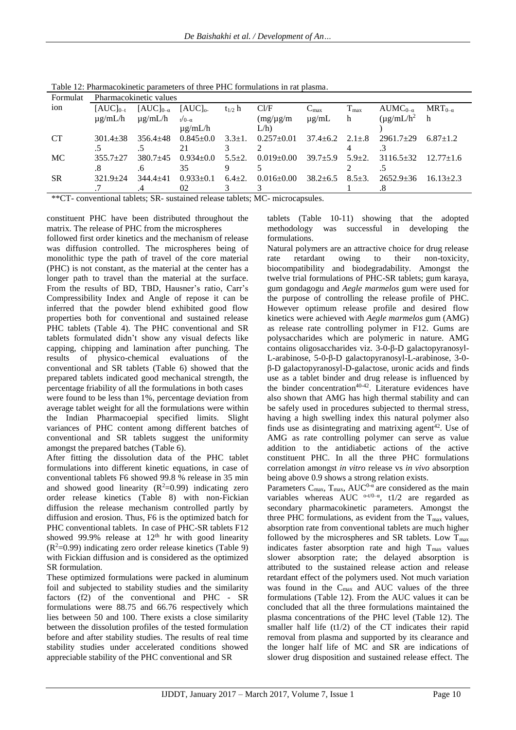Table 12: Pharmacokinetic parameters of three PHC formulations in rat plasma.

| Formulation | Pharmacokinetic values | | | | | | | | |
|---|---|---|---|---|---|---|---|---|---|
| | $[AUC]_{0-t}$ μg/mL/h | $[AUC]_{0-\alpha}$ μg/mL/h | $[AUC]_{0-t/0-\alpha}$ μg/mL/h | $t_{1/2}$ h | Cl/F (mg/μg/m L/h) | $C_{max}$ μg/mL | $T_{max}$ h | $AUMC_{0-\alpha}$ (μg/mL/$h^2$) | $MRT_{0-\alpha}$ h |
| CT | 301.4±38.5 | 356.4±48.5 | 0.845±0.021 | 3.3±1.3 | 0.257±0.012 | 37.4±6.2 | 2.1±.84 | 2961.7±29.3 | 6.87±1.2 |
| MC | 355.7±27.8 | 380.7±45.6 | 0.934±0.035 | 5.5±2.9 | 0.019±0.005 | 39.7±5.9 | 5.9±2.2 | 3116.5±32.5 | 12.77±1.6 |
| SR | 321.9±24.7 | 344.4±41.4 | 0.933±0.102 | 6.4±2.3 | 0.016±0.003 | 38.2±6.5 | 8.5±3.1 | 2652.9±36.8 | 16.13±2.3 |

**CT- conventional tablets; SR- sustained release tablets; MC- microcapsules.

constituent PHC have been distributed throughout the matrix. The release of PHC from the microspheres followed first order kinetics and the mechanism of release was diffusion controlled. The microspheres being of monolithic type the path of travel of the core material (PHC) is not constant, as the material at the center has a longer path to travel than the material at the surface. From the results of BD, TBD, Hausner's ratio, Carr's Compressibility Index and Angle of repose it can be inferred that the powder blend exhibited good flow properties both for conventional and sustained release PHC tablets (Table 4). The PHC conventional and SR tablets formulated didn't show any visual defects like capping, chipping and lamination after punching. The results of physico-chemical evaluations of the conventional and SR tablets (Table 6) showed that the prepared tablets indicated good mechanical strength, the percentage friability of all the formulations in both cases were found to be less than 1%, percentage deviation from average tablet weight for all the formulations were within the Indian Pharmacoepial specified limits. Slight variances of PHC content among different batches of conventional and SR tablets suggest the uniformity amongst the prepared batches (Table 6).

After fitting the dissolution data of the PHC tablet formulations into different kinetic equations, in case of conventional tablets F6 showed 99.8 % release in 35 min and showed good linearity ($R^2$=0.99) indicating zero order release kinetics (Table 8) with non-Fickian diffusion the release mechanism controlled partly by diffusion and erosion. Thus, F6 is the optimized batch for PHC conventional tablets. In case of PHC-SR tablets F12 showed 99.9% release at $12^{th}$ hr with good linearity ($R^2$=0.99) indicating zero order release kinetics (Table 9) with Fickian diffusion and is considered as the optimized SR formulation.

These optimized formulations were packed in aluminum foil and subjected to stability studies and the similarity factors (f2) of the conventional and PHC - SR formulations were 88.75 and 66.76 respectively which lies between 50 and 100. There exists a close similarity between the dissolution profiles of the tested formulation before and after stability studies. The results of real time stability studies under accelerated conditions showed appreciable stability of the PHC conventional and SR tablets (Table 10-11) showing that the adopted methodology was successful in developing the formulations.

Natural polymers are an attractive choice for drug release rate retardant owing to their non-toxicity, biocompatibility and biodegradability. Amongst the twelve trial formulations of PHC-SR tablets; gum karaya, gum gondagogu and *Aegle marmelos* gum were used for the purpose of controlling the release profile of PHC. However optimum release profile and desired flow kinetics were achieved with *Aegle marmelos* gum (AMG) as release rate controlling polymer in F12. Gums are polysaccharides which are polymeric in nature. AMG contains oligosaccharides viz. 3-0-β-D galactopyranosyl-L-arabinose, 5-0-β-D galactopyranosyl-L-arabinose, 3-0-β-D galactopyranosyl-D-galactose, uronic acids and finds use as a tablet binder and drug release is influenced by the binder concentration[40-42]. Literature evidences have also shown that AMG has high thermal stability and can be safely used in procedures subjected to thermal stress, having a high swelling index this natural polymer also finds use as disintegrating and matrixing agent[42]. Use of AMG as rate controlling polymer can serve as value addition to the antidiabetic actions of the active constituent PHC. In all the three PHC formulations correlation amongst *in vitro* release vs *in vivo* absorption being above 0.9 shows a strong relation exists.

Parameters $C_{max}$, $T_{max}$, $AUC^{0-\alpha}$ are considered as the main variables whereas AUC $^{0-t/0-\alpha}$, t1/2 are regarded as secondary pharmacokinetic parameters. Amongst the three PHC formulations, as evident from the $T_{max}$ values, absorption rate from conventional tablets are much higher followed by the microspheres and SR tablets. Low $T_{max}$ indicates faster absorption rate and high $T_{max}$ values slower absorption rate; the delayed absorption is attributed to the sustained release action and release retardant effect of the polymers used. Not much variation was found in the $C_{max}$ and AUC values of the three formulations (Table 12). From the AUC values it can be concluded that all the three formulations maintained the plasma concentrations of the PHC level (Table 12). The smaller half life (t1/2) of the CT indicates their rapid removal from plasma and supported by its clearance and the longer half life of MC and SR are indications of slower drug disposition and sustained release effect. The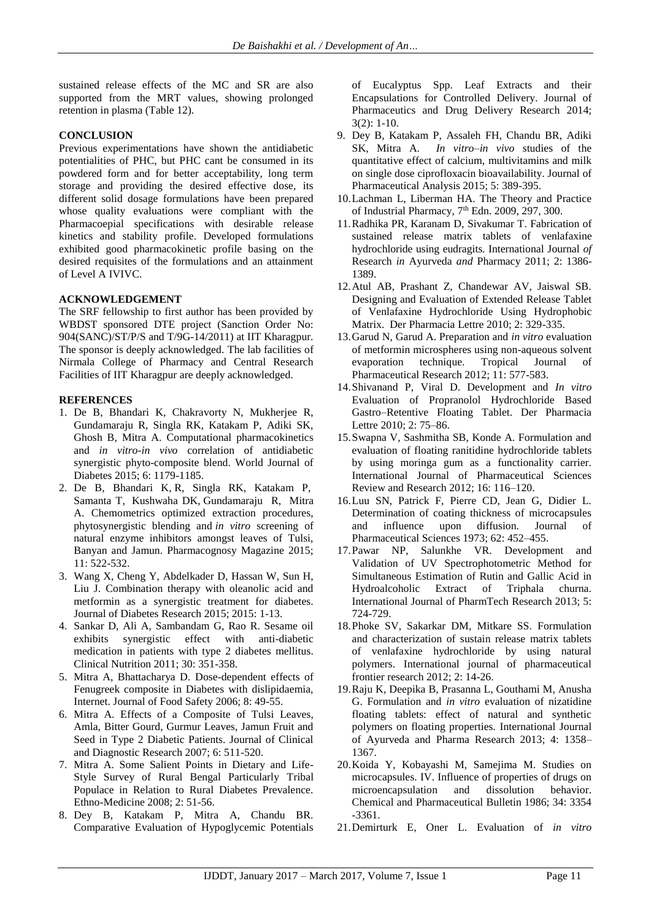sustained release effects of the MC and SR are also supported from the MRT values, showing prolonged retention in plasma (Table 12).

## CONCLUSION

Previous experimentations have shown the antidiabetic potentialities of PHC, but PHC cant be consumed in its powdered form and for better acceptability, long term storage and providing the desired effective dose, its different solid dosage formulations have been prepared whose quality evaluations were compliant with the Pharmacoepial specifications with desirable release kinetics and stability profile. Developed formulations exhibited good pharmacokinetic profile basing on the desired requisites of the formulations and an attainment of Level A IVIVC.

## ACKNOWLEDGEMENT

The SRF fellowship to first author has been provided by WBDST sponsored DTE project (Sanction Order No: 904(SANC)/ST/P/S and T/9G-14/2011) at IIT Kharagpur. The sponsor is deeply acknowledged. The lab facilities of Nirmala College of Pharmacy and Central Research Facilities of IIT Kharagpur are deeply acknowledged.

## REFERENCES

1. De B, Bhandari K, Chakravorty N, Mukherjee R, Gundamaraju R, Singla RK, Katakam P, Adiki SK, Ghosh B, Mitra A. Computational pharmacokinetics and *in vitro-in vivo* correlation of antidiabetic synergistic phyto-composite blend. World Journal of Diabetes 2015; 6: 1179-1185.
2. De B, Bhandari K, R, Singla RK, Katakam P, Samanta T, Kushwaha DK, Gundamaraju R, Mitra A. Chemometrics optimized extraction procedures, phytosynergistic blending and *in vitro* screening of natural enzyme inhibitors amongst leaves of Tulsi, Banyan and Jamun. Pharmacognosy Magazine 2015; 11: 522-532.
3. Wang X, Cheng Y, Abdelkader D, Hassan W, Sun H, Liu J. Combination therapy with oleanolic acid and metformin as a synergistic treatment for diabetes. Journal of Diabetes Research 2015; 2015: 1-13.
4. Sankar D, Ali A, Sambandam G, Rao R. Sesame oil exhibits synergistic effect with anti-diabetic medication in patients with type 2 diabetes mellitus. Clinical Nutrition 2011; 30: 351-358.
5. Mitra A, Bhattacharya D. Dose-dependent effects of Fenugreek composite in Diabetes with dislipidaemia, Internet. Journal of Food Safety 2006; 8: 49-55.
6. Mitra A. Effects of a Composite of Tulsi Leaves, Amla, Bitter Gourd, Gurmur Leaves, Jamun Fruit and Seed in Type 2 Diabetic Patients. Journal of Clinical and Diagnostic Research 2007; 6: 511-520.
7. Mitra A. Some Salient Points in Dietary and Life-Style Survey of Rural Bengal Particularly Tribal Populace in Relation to Rural Diabetes Prevalence. Ethno-Medicine 2008; 2: 51-56.
8. Dey B, Katakam P, Mitra A, Chandu BR. Comparative Evaluation of Hypoglycemic Potentials of Eucalyptus Spp. Leaf Extracts and their Encapsulations for Controlled Delivery. Journal of Pharmaceutics and Drug Delivery Research 2014; 3(2): 1-10.
9. Dey B, Katakam P, Assaleh FH, Chandu BR, Adiki SK, Mitra A. *In vitro–in vivo* studies of the quantitative effect of calcium, multivitamins and milk on single dose ciprofloxacin bioavailability. Journal of Pharmaceutical Analysis 2015; 5: 389-395.
10. Lachman L, Liberman HA. The Theory and Practice of Industrial Pharmacy, 7th Edn. 2009, 297, 300.
11. Radhika PR, Karanam D, Sivakumar T. Fabrication of sustained release matrix tablets of venlafaxine hydrochloride using eudragits. International Journal *of* Research *in* Ayurveda *and* Pharmacy 2011; 2: 1386-1389.
12. Atul AB, Prashant Z, Chandewar AV, Jaiswal SB. Designing and Evaluation of Extended Release Tablet of Venlafaxine Hydrochloride Using Hydrophobic Matrix. Der Pharmacia Lettre 2010; 2: 329-335.
13. Garud N, Garud A. Preparation and *in vitro* evaluation of metformin microspheres using non-aqueous solvent evaporation technique. Tropical Journal of Pharmaceutical Research 2012; 11: 577-583.
14. Shivanand P, Viral D. Development and *In vitro* Evaluation of Propranolol Hydrochloride Based Gastro–Retentive Floating Tablet. Der Pharmacia Lettre 2010; 2: 75–86.
15. Swapna V, Sashmitha SB, Konde A. Formulation and evaluation of floating ranitidine hydrochloride tablets by using moringa gum as a functionality carrier. International Journal of Pharmaceutical Sciences Review and Research 2012; 16: 116–120.
16. Luu SN, Patrick F, Pierre CD, Jean G, Didier L. Determination of coating thickness of microcapsules and influence upon diffusion. Journal of Pharmaceutical Sciences 1973; 62: 452–455.
17. Pawar NP, Salunkhe VR. Development and Validation of UV Spectrophotometric Method for Simultaneous Estimation of Rutin and Gallic Acid in Hydroalcoholic Extract of Triphala churna. International Journal of PharmTech Research 2013; 5: 724-729.
18. Phoke SV, Sakarkar DM, Mitkare SS. Formulation and characterization of sustain release matrix tablets of venlafaxine hydrochloride by using natural polymers. International journal of pharmaceutical frontier research 2012; 2: 14-26.
19. Raju K, Deepika B, Prasanna L, Gouthami M, Anusha G. Formulation and *in vitro* evaluation of nizatidine floating tablets: effect of natural and synthetic polymers on floating properties. International Journal of Ayurveda and Pharma Research 2013; 4: 1358–1367.
20. Koida Y, Kobayashi M, Samejima M. Studies on microcapsules. IV. Influence of properties of drugs on microencapsulation and dissolution behavior. Chemical and Pharmaceutical Bulletin 1986; 34: 3354 -3361.
21. Demirturk E, Oner L. Evaluation of *in vitro*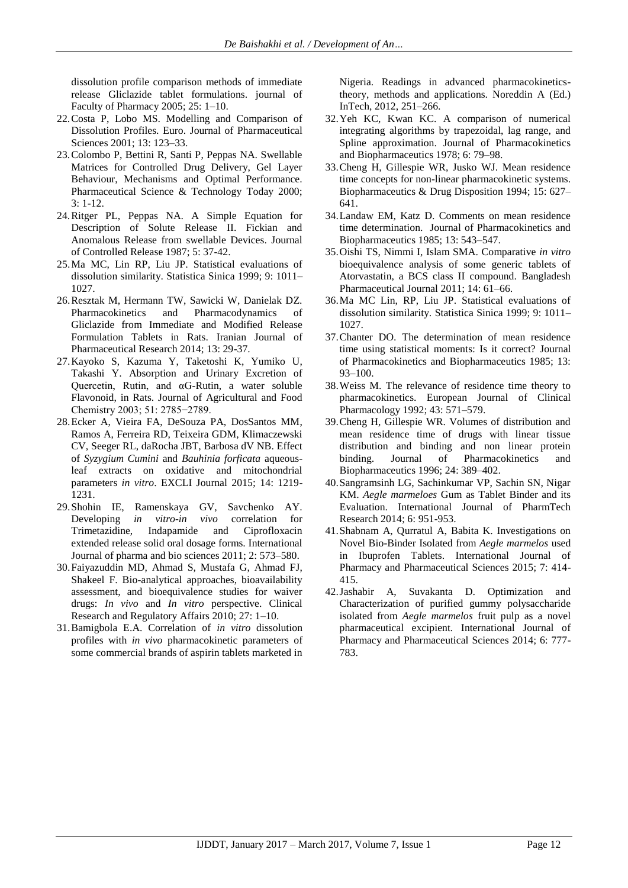dissolution profile comparison methods of immediate release Gliclazide tablet formulations. journal of Faculty of Pharmacy 2005; 25: 1–10.

22. Costa P, Lobo MS. Modelling and Comparison of Dissolution Profiles. Euro. Journal of Pharmaceutical Sciences 2001; 13: 123–33.
23. Colombo P, Bettini R, Santi P, Peppas NA. Swellable Matrices for Controlled Drug Delivery, Gel Layer Behaviour, Mechanisms and Optimal Performance. Pharmaceutical Science & Technology Today 2000; 3: 1-12.
24. Ritger PL, Peppas NA. A Simple Equation for Description of Solute Release II. Fickian and Anomalous Release from swellable Devices. Journal of Controlled Release 1987; 5: 37-42.
25. Ma MC, Lin RP, Liu JP. Statistical evaluations of dissolution similarity. Statistica Sinica 1999; 9: 1011–1027.
26. Resztak M, Hermann TW, Sawicki W, Danielak DZ. Pharmacokinetics and Pharmacodynamics of Gliclazide from Immediate and Modified Release Formulation Tablets in Rats. Iranian Journal of Pharmaceutical Research 2014; 13: 29-37.
27. Kayoko S, Kazuma Y, Taketoshi K, Yumiko U, Takashi Y. Absorption and Urinary Excretion of Quercetin, Rutin, and αG-Rutin, a water soluble Flavonoid, in Rats. Journal of Agricultural and Food Chemistry 2003; 51: 2785−2789.
28. Ecker A, Vieira FA, DeSouza PA, DosSantos MM, Ramos A, Ferreira RD, Teixeira GDM, Klimaczewski CV, Seeger RL, daRocha JBT, Barbosa dV NB. Effect of *Syzygium Cumini* and *Bauhinia forficata* aqueous-leaf extracts on oxidative and mitochondrial parameters *in vitro*. EXCLI Journal 2015; 14: 1219-1231.
29. Shohin IE, Ramenskaya GV, Savchenko AY. Developing *in vitro-in vivo* correlation for Trimetazidine, Indapamide and Ciprofloxacin extended release solid oral dosage forms. International Journal of pharma and bio sciences 2011; 2: 573–580.
30. Faiyazuddin MD, Ahmad S, Mustafa G, Ahmad FJ, Shakeel F. Bio-analytical approaches, bioavailability assessment, and bioequivalence studies for waiver drugs: *In vivo* and *In vitro* perspective. Clinical Research and Regulatory Affairs 2010; 27: 1–10.
31. Bamigbola E.A. Correlation of *in vitro* dissolution profiles with *in vivo* pharmacokinetic parameters of some commercial brands of aspirin tablets marketed in Nigeria. Readings in advanced pharmacokinetics-theory, methods and applications. Noreddin A (Ed.) InTech, 2012, 251–266.
32. Yeh KC, Kwan KC. A comparison of numerical integrating algorithms by trapezoidal, lag range, and Spline approximation. Journal of Pharmacokinetics and Biopharmaceutics 1978; 6: 79–98.
33. Cheng H, Gillespie WR, Jusko WJ. Mean residence time concepts for non-linear pharmacokinetic systems. Biopharmaceutics & Drug Disposition 1994; 15: 627–641.
34. Landaw EM, Katz D. Comments on mean residence time determination. Journal of Pharmacokinetics and Biopharmaceutics 1985; 13: 543–547.
35. Oishi TS, Nimmi I, Islam SMA. Comparative *in vitro* bioequivalence analysis of some generic tablets of Atorvastatin, a BCS class II compound. Bangladesh Pharmaceutical Journal 2011; 14: 61–66.
36. Ma MC Lin, RP, Liu JP. Statistical evaluations of dissolution similarity. Statistica Sinica 1999; 9: 1011–1027.
37. Chanter DO. The determination of mean residence time using statistical moments: Is it correct? Journal of Pharmacokinetics and Biopharmaceutics 1985; 13: 93–100.
38. Weiss M. The relevance of residence time theory to pharmacokinetics. European Journal of Clinical Pharmacology 1992; 43: 571–579.
39. Cheng H, Gillespie WR. Volumes of distribution and mean residence time of drugs with linear tissue distribution and binding and non linear protein binding. Journal of Pharmacokinetics and Biopharmaceutics 1996; 24: 389–402.
40. Sangramsinh LG, Sachinkumar VP, Sachin SN, Nigar KM. *Aegle marmeloes* Gum as Tablet Binder and its Evaluation. International Journal of PharmTech Research 2014; 6: 951-953.
41. Shabnam A, Qurratul A, Babita K. Investigations on Novel Bio-Binder Isolated from *Aegle marmelos* used in Ibuprofen Tablets. International Journal of Pharmacy and Pharmaceutical Sciences 2015; 7: 414-415.
42. Jashabir A, Suvakanta D. Optimization and Characterization of purified gummy polysaccharide isolated from *Aegle marmelos* fruit pulp as a novel pharmaceutical excipient. International Journal of Pharmacy and Pharmaceutical Sciences 2014; 6: 777-783.